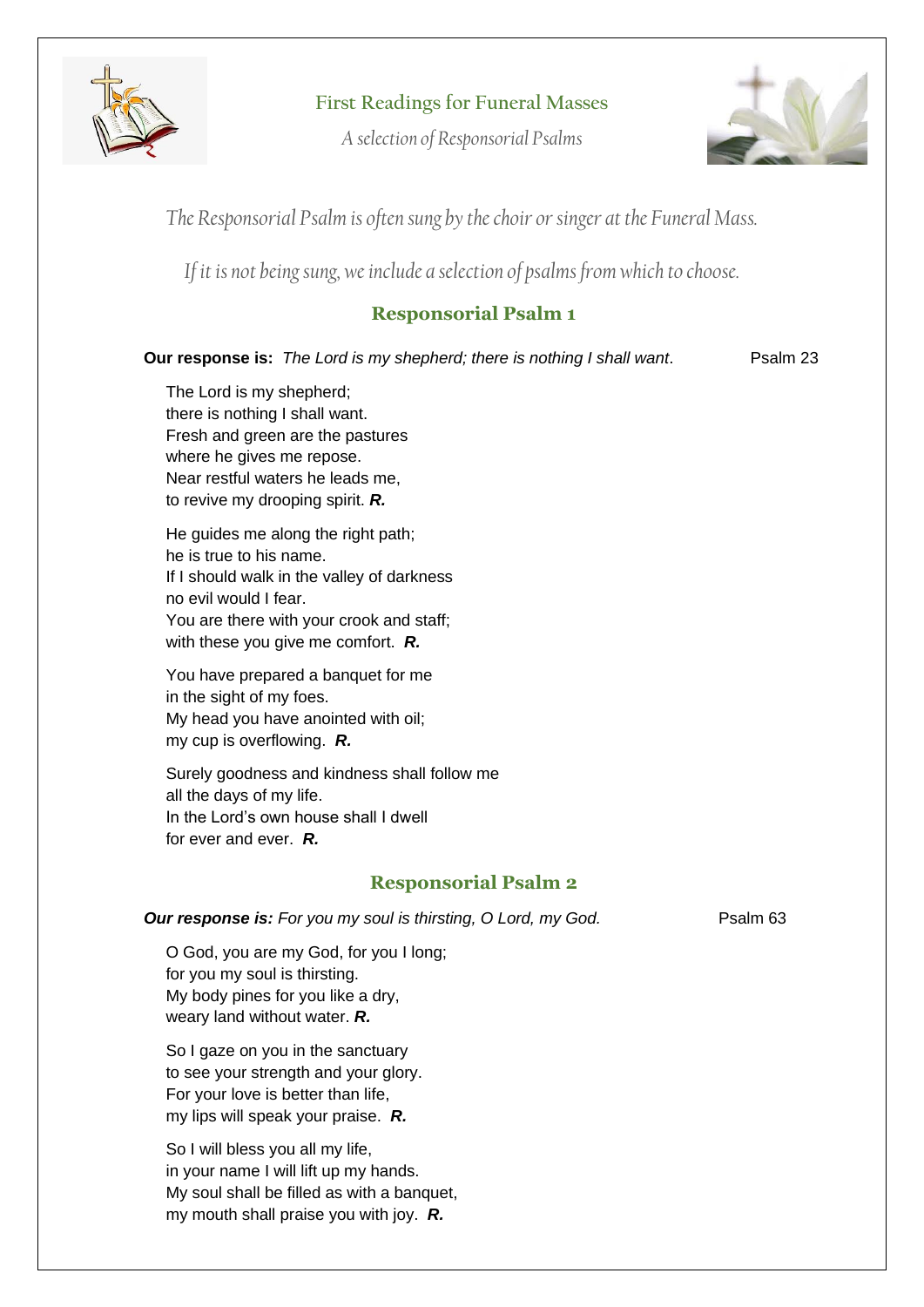# First Readings for Funeral Masses

*A selection of Responsorial Psalms*

*The Responsorial Psalm is often sung by the choir or singer at the Funeral Mass.*

*If it is not being sung, we include a selection of psalms from which to choose.*

## Responsorial Psalm 1

**Our response is:** *The Lord is my shepherd; there is nothing I shall want*. Psalm 23

The Lord is my shepherd;
there is nothing I shall want.
Fresh and green are the pastures
where he gives me repose.
Near restful waters he leads me,
to revive my drooping spirit. ***R.***

He guides me along the right path;
he is true to his name.
If I should walk in the valley of darkness
no evil would I fear.
You are there with your crook and staff;
with these you give me comfort. ***R.***

You have prepared a banquet for me
in the sight of my foes.
My head you have anointed with oil;
my cup is overflowing. ***R.***

Surely goodness and kindness shall follow me
all the days of my life.
In the Lord's own house shall I dwell
for ever and ever. ***R.***

## Responsorial Psalm 2

***Our response is:*** *For you my soul is thirsting, O Lord, my God.* Psalm 63

O God, you are my God, for you I long;
for you my soul is thirsting.
My body pines for you like a dry,
weary land without water. ***R.***

So I gaze on you in the sanctuary
to see your strength and your glory.
For your love is better than life,
my lips will speak your praise. ***R.***

So I will bless you all my life,
in your name I will lift up my hands.
My soul shall be filled as with a banquet,
my mouth shall praise you with joy. ***R.***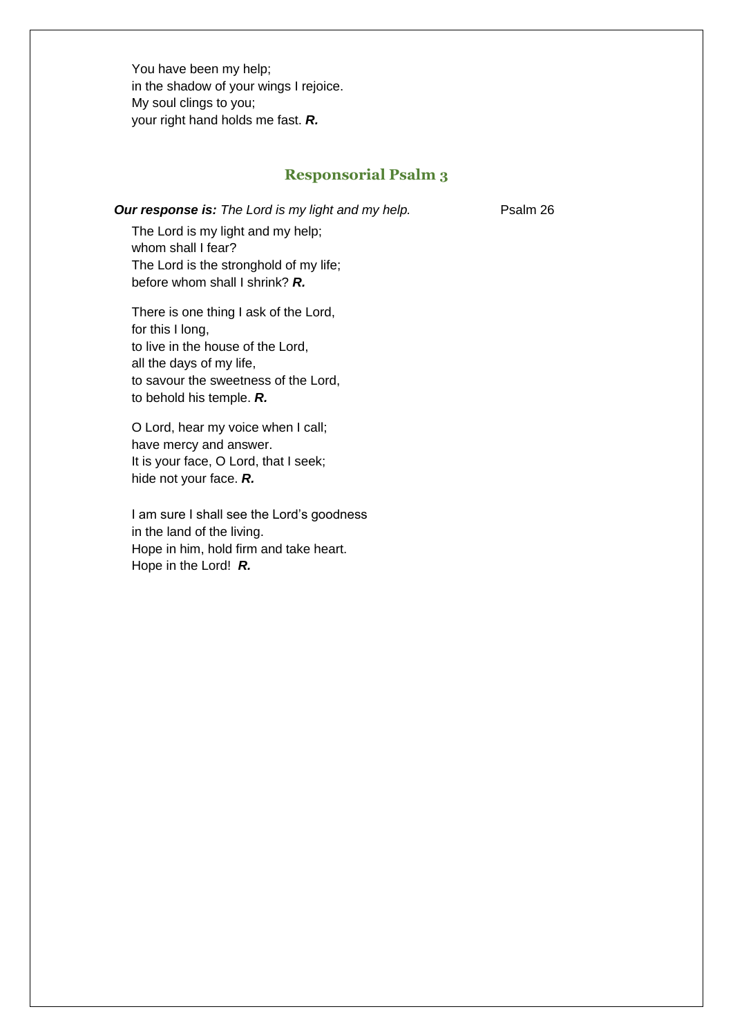You have been my help;  
in the shadow of your wings I rejoice.  
My soul clings to you;  
your right hand holds me fast. ***R.***

## Responsorial Psalm 3

***Our response is:*** *The Lord is my light and my help.* Psalm 26

The Lord is my light and my help;  
whom shall I fear?  
The Lord is the stronghold of my life;  
before whom shall I shrink? ***R.***

There is one thing I ask of the Lord,  
for this I long,  
to live in the house of the Lord,  
all the days of my life,  
to savour the sweetness of the Lord,  
to behold his temple. ***R.***

O Lord, hear my voice when I call;  
have mercy and answer.  
It is your face, O Lord, that I seek;  
hide not your face. ***R.***

I am sure I shall see the Lord's goodness  
in the land of the living.  
Hope in him, hold firm and take heart.  
Hope in the Lord! ***R.***